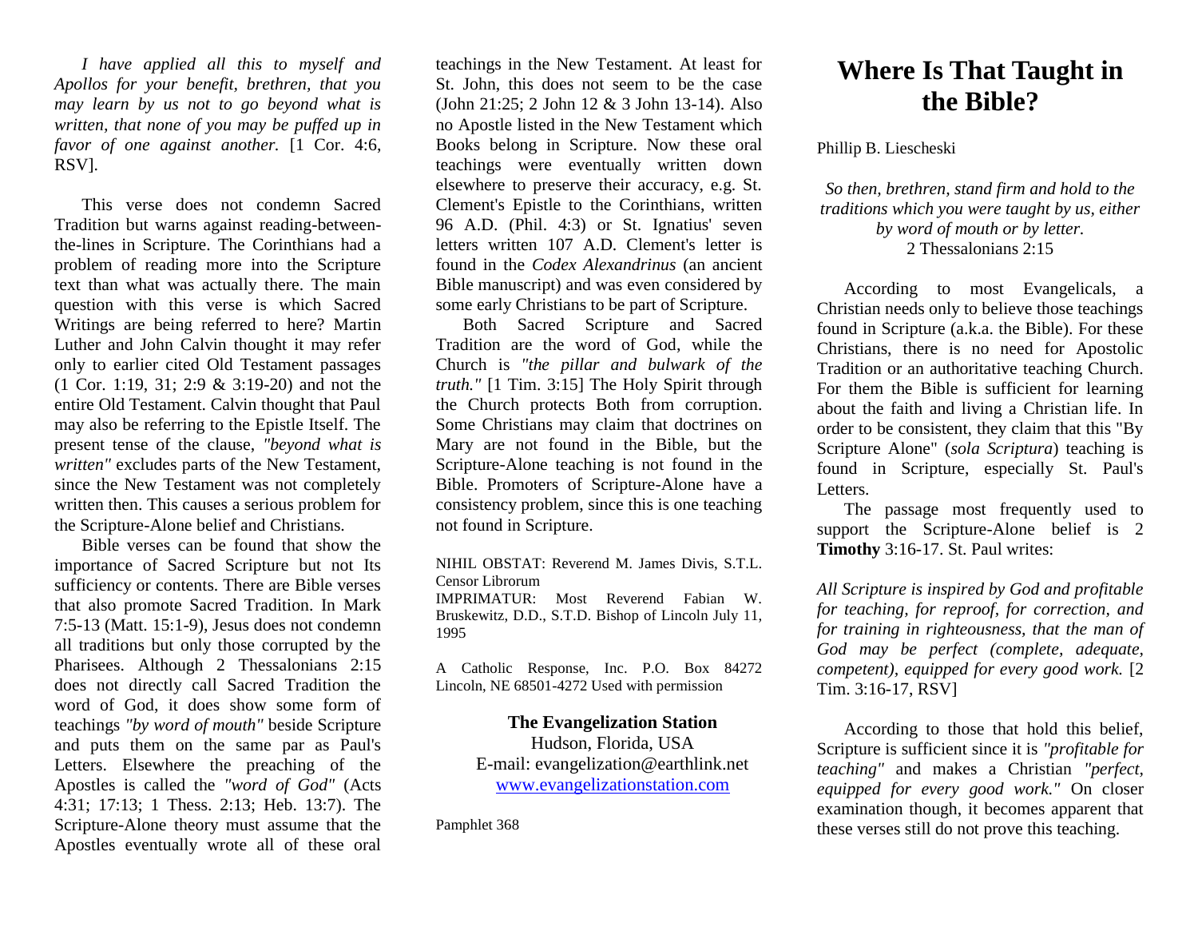*I have applied all this to myself and Apollos for your benefit, brethren, that you may learn by us not to go beyond what is written, that none of you may be puffed up in favor of one against another.* [1 Cor. 4:6, RSV].

This verse does not condemn Sacred Tradition but warns against reading-between-the-lines in Scripture. The Corinthians had a problem of reading more into the Scripture text than what was actually there. The main question with this verse is which Sacred Writings are being referred to here? Martin Luther and John Calvin thought it may refer only to earlier cited Old Testament passages (1 Cor. 1:19, 31; 2:9 & 3:19-20) and not the entire Old Testament. Calvin thought that Paul may also be referring to the Epistle Itself. The present tense of the clause, *"beyond what is written"* excludes parts of the New Testament, since the New Testament was not completely written then. This causes a serious problem for the Scripture-Alone belief and Christians.

Bible verses can be found that show the importance of Sacred Scripture but not Its sufficiency or contents. There are Bible verses that also promote Sacred Tradition. In Mark 7:5-13 (Matt. 15:1-9), Jesus does not condemn all traditions but only those corrupted by the Pharisees. Although 2 Thessalonians 2:15 does not directly call Sacred Tradition the word of God, it does show some form of teachings *"by word of mouth"* beside Scripture and puts them on the same par as Paul's Letters. Elsewhere the preaching of the Apostles is called the *"word of God"* (Acts 4:31; 17:13; 1 Thess. 2:13; Heb. 13:7). The Scripture-Alone theory must assume that the Apostles eventually wrote all of these oral teachings in the New Testament. At least for St. John, this does not seem to be the case (John 21:25; 2 John 12 & 3 John 13-14). Also no Apostle listed in the New Testament which Books belong in Scripture. Now these oral teachings were eventually written down elsewhere to preserve their accuracy, e.g. St. Clement's Epistle to the Corinthians, written 96 A.D. (Phil. 4:3) or St. Ignatius' seven letters written 107 A.D. Clement's letter is found in the *Codex Alexandrinus* (an ancient Bible manuscript) and was even considered by some early Christians to be part of Scripture.

Both Sacred Scripture and Sacred Tradition are the word of God, while the Church is *"the pillar and bulwark of the truth."* [1 Tim. 3:15] The Holy Spirit through the Church protects Both from corruption. Some Christians may claim that doctrines on Mary are not found in the Bible, but the Scripture-Alone teaching is not found in the Bible. Promoters of Scripture-Alone have a consistency problem, since this is one teaching not found in Scripture.

NIHIL OBSTAT: Reverend M. James Divis, S.T.L. Censor Librorum
IMPRIMATUR: Most Reverend Fabian W. Bruskewitz, D.D., S.T.D. Bishop of Lincoln July 11, 1995

A Catholic Response, Inc. P.O. Box 84272 Lincoln, NE 68501-4272 Used with permission

**The Evangelization Station**
Hudson, Florida, USA
E-mail: evangelization@earthlink.net
www.evangelizationstation.com

Pamphlet 368

# Where Is That Taught in the Bible?

Phillip B. Liescheski

*So then, brethren, stand firm and hold to the traditions which you were taught by us, either by word of mouth or by letter.*
2 Thessalonians 2:15

According to most Evangelicals, a Christian needs only to believe those teachings found in Scripture (a.k.a. the Bible). For these Christians, there is no need for Apostolic Tradition or an authoritative teaching Church. For them the Bible is sufficient for learning about the faith and living a Christian life. In order to be consistent, they claim that this "By Scripture Alone" (*sola Scriptura*) teaching is found in Scripture, especially St. Paul's Letters.

The passage most frequently used to support the Scripture-Alone belief is 2 **Timothy** 3:16-17. St. Paul writes:

*All Scripture is inspired by God and profitable for teaching, for reproof, for correction, and for training in righteousness, that the man of God may be perfect (complete, adequate, competent), equipped for every good work.* [2 Tim. 3:16-17, RSV]

According to those that hold this belief, Scripture is sufficient since it is *"profitable for teaching"* and makes a Christian *"perfect, equipped for every good work."* On closer examination though, it becomes apparent that these verses still do not prove this teaching.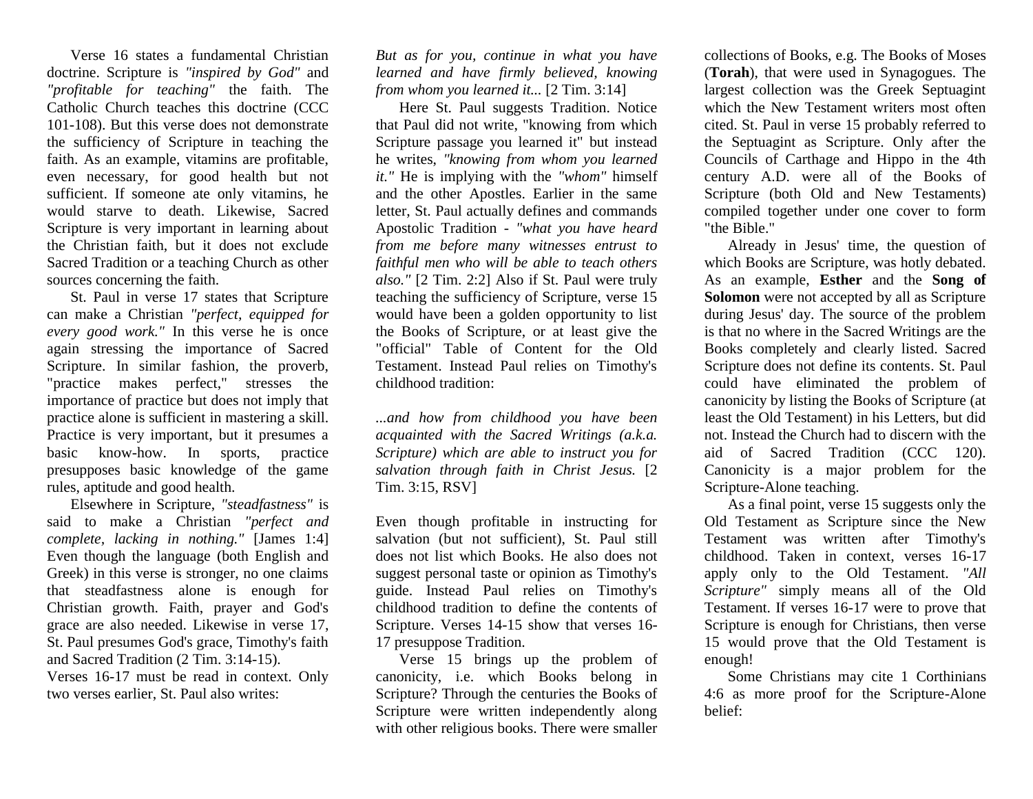Verse 16 states a fundamental Christian doctrine. Scripture is *"inspired by God"* and *"profitable for teaching"* the faith. The Catholic Church teaches this doctrine (CCC 101-108). But this verse does not demonstrate the sufficiency of Scripture in teaching the faith. As an example, vitamins are profitable, even necessary, for good health but not sufficient. If someone ate only vitamins, he would starve to death. Likewise, Sacred Scripture is very important in learning about the Christian faith, but it does not exclude Sacred Tradition or a teaching Church as other sources concerning the faith.

St. Paul in verse 17 states that Scripture can make a Christian *"perfect, equipped for every good work."* In this verse he is once again stressing the importance of Sacred Scripture. In similar fashion, the proverb, "practice makes perfect," stresses the importance of practice but does not imply that practice alone is sufficient in mastering a skill. Practice is very important, but it presumes a basic know-how. In sports, practice presupposes basic knowledge of the game rules, aptitude and good health.

Elsewhere in Scripture, *"steadfastness"* is said to make a Christian *"perfect and complete, lacking in nothing."* [James 1:4] Even though the language (both English and Greek) in this verse is stronger, no one claims that steadfastness alone is enough for Christian growth. Faith, prayer and God's grace are also needed. Likewise in verse 17, St. Paul presumes God's grace, Timothy's faith and Sacred Tradition (2 Tim. 3:14-15).
Verses 16-17 must be read in context. Only two verses earlier, St. Paul also writes:

*But as for you, continue in what you have learned and have firmly believed, knowing from whom you learned it...* [2 Tim. 3:14]

Here St. Paul suggests Tradition. Notice that Paul did not write, "knowing from which Scripture passage you learned it" but instead he writes, *"knowing from whom you learned it."* He is implying with the *"whom"* himself and the other Apostles. Earlier in the same letter, St. Paul actually defines and commands Apostolic Tradition - *"what you have heard from me before many witnesses entrust to faithful men who will be able to teach others also."* [2 Tim. 2:2] Also if St. Paul were truly teaching the sufficiency of Scripture, verse 15 would have been a golden opportunity to list the Books of Scripture, or at least give the "official" Table of Content for the Old Testament. Instead Paul relies on Timothy's childhood tradition:

*...and how from childhood you have been acquainted with the Sacred Writings (a.k.a. Scripture) which are able to instruct you for salvation through faith in Christ Jesus.* [2 Tim. 3:15, RSV]

Even though profitable in instructing for salvation (but not sufficient), St. Paul still does not list which Books. He also does not suggest personal taste or opinion as Timothy's guide. Instead Paul relies on Timothy's childhood tradition to define the contents of Scripture. Verses 14-15 show that verses 16-17 presuppose Tradition.

Verse 15 brings up the problem of canonicity, i.e. which Books belong in Scripture? Through the centuries the Books of Scripture were written independently along with other religious books. There were smaller collections of Books, e.g. The Books of Moses (**Torah**), that were used in Synagogues. The largest collection was the Greek Septuagint which the New Testament writers most often cited. St. Paul in verse 15 probably referred to the Septuagint as Scripture. Only after the Councils of Carthage and Hippo in the 4th century A.D. were all of the Books of Scripture (both Old and New Testaments) compiled together under one cover to form "the Bible."

Already in Jesus' time, the question of which Books are Scripture, was hotly debated. As an example, **Esther** and the **Song of Solomon** were not accepted by all as Scripture during Jesus' day. The source of the problem is that no where in the Sacred Writings are the Books completely and clearly listed. Sacred Scripture does not define its contents. St. Paul could have eliminated the problem of canonicity by listing the Books of Scripture (at least the Old Testament) in his Letters, but did not. Instead the Church had to discern with the aid of Sacred Tradition (CCC 120). Canonicity is a major problem for the Scripture-Alone teaching.

As a final point, verse 15 suggests only the Old Testament as Scripture since the New Testament was written after Timothy's childhood. Taken in context, verses 16-17 apply only to the Old Testament. *"All Scripture"* simply means all of the Old Testament. If verses 16-17 were to prove that Scripture is enough for Christians, then verse 15 would prove that the Old Testament is enough!

Some Christians may cite 1 Corthinians 4:6 as more proof for the Scripture-Alone belief: